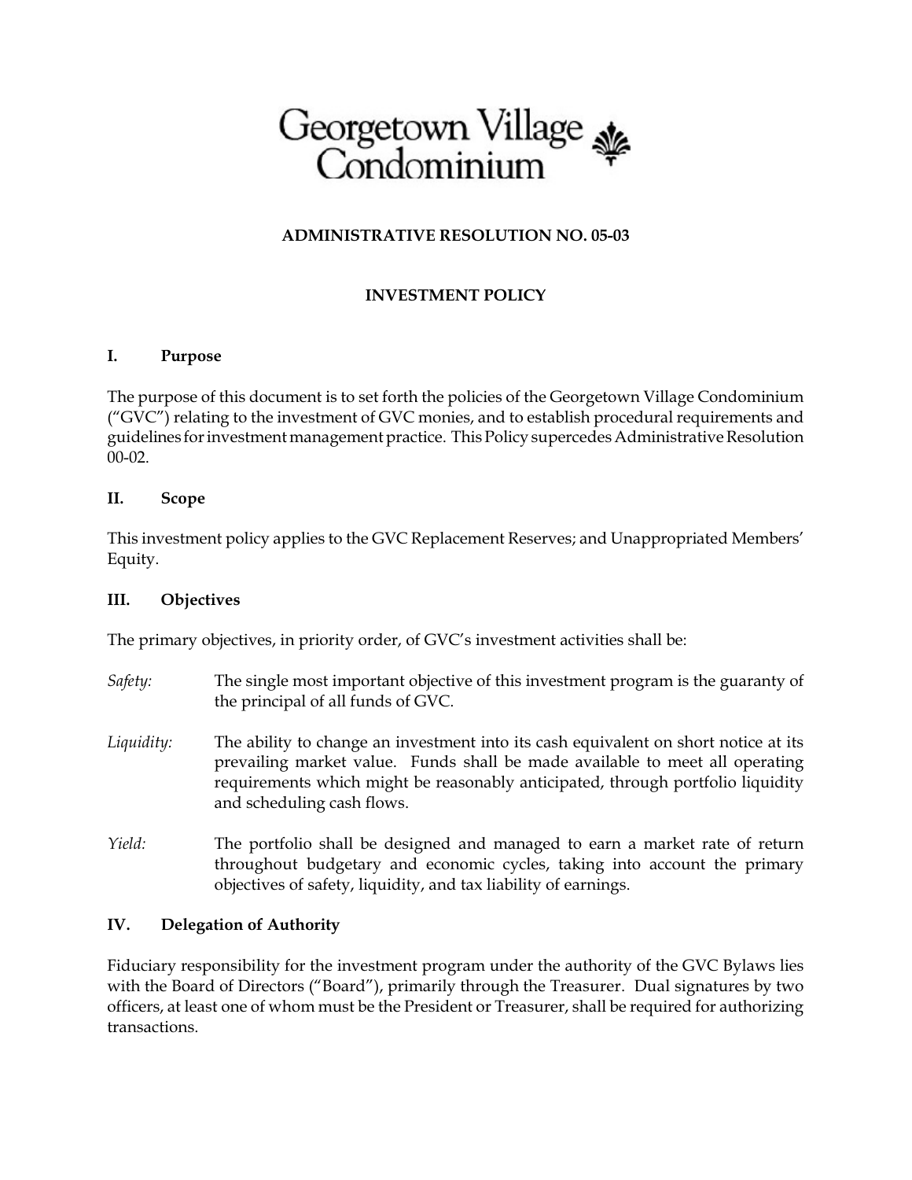# Georgetown Village Condominium

**ADMINISTRATIVE RESOLUTION NO. 05-03**

**INVESTMENT POLICY**

## I. Purpose

The purpose of this document is to set forth the policies of the Georgetown Village Condominium ("GVC") relating to the investment of GVC monies, and to establish procedural requirements and guidelines for investment management practice. This Policy supercedes Administrative Resolution 00-02.

## II. Scope

This investment policy applies to the GVC Replacement Reserves; and Unappropriated Members' Equity.

## III. Objectives

The primary objectives, in priority order, of GVC's investment activities shall be:

*Safety:* The single most important objective of this investment program is the guaranty of the principal of all funds of GVC.

*Liquidity:* The ability to change an investment into its cash equivalent on short notice at its prevailing market value. Funds shall be made available to meet all operating requirements which might be reasonably anticipated, through portfolio liquidity and scheduling cash flows.

*Yield:* The portfolio shall be designed and managed to earn a market rate of return throughout budgetary and economic cycles, taking into account the primary objectives of safety, liquidity, and tax liability of earnings.

## IV. Delegation of Authority

Fiduciary responsibility for the investment program under the authority of the GVC Bylaws lies with the Board of Directors ("Board"), primarily through the Treasurer. Dual signatures by two officers, at least one of whom must be the President or Treasurer, shall be required for authorizing transactions.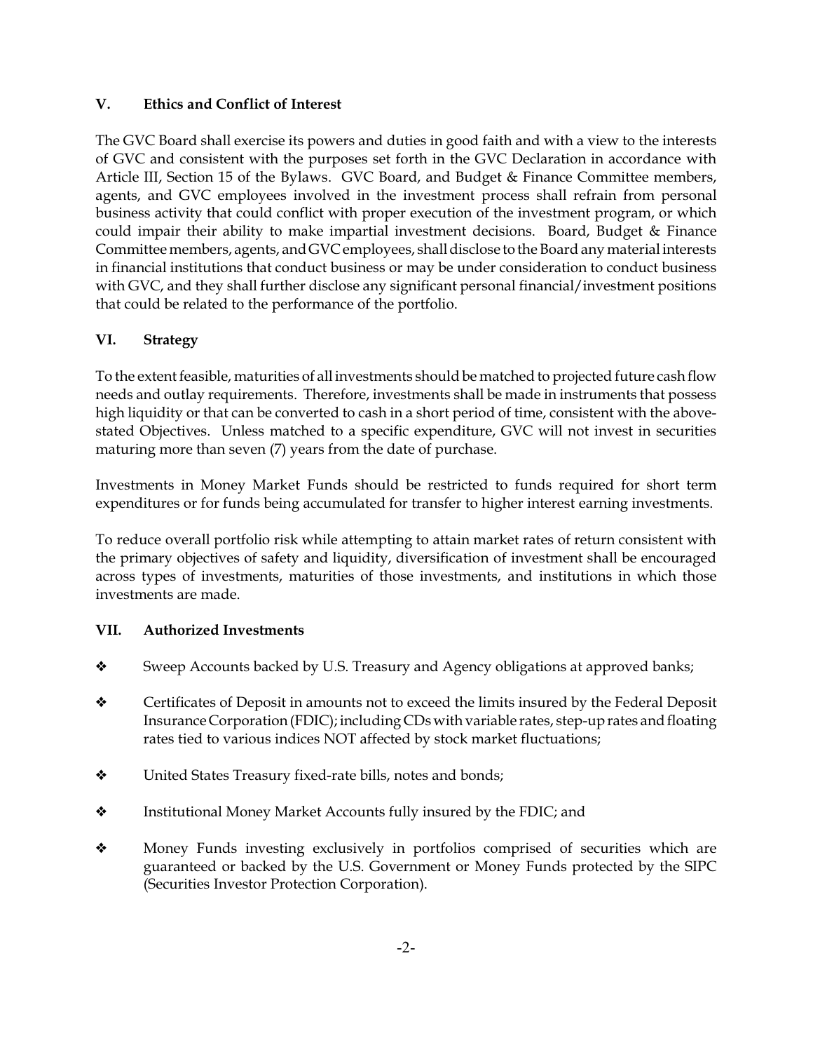## V. Ethics and Conflict of Interest

The GVC Board shall exercise its powers and duties in good faith and with a view to the interests of GVC and consistent with the purposes set forth in the GVC Declaration in accordance with Article III, Section 15 of the Bylaws. GVC Board, and Budget & Finance Committee members, agents, and GVC employees involved in the investment process shall refrain from personal business activity that could conflict with proper execution of the investment program, or which could impair their ability to make impartial investment decisions. Board, Budget & Finance Committee members, agents, and GVC employees, shall disclose to the Board any material interests in financial institutions that conduct business or may be under consideration to conduct business with GVC, and they shall further disclose any significant personal financial/investment positions that could be related to the performance of the portfolio.

## VI. Strategy

To the extent feasible, maturities of all investments should be matched to projected future cash flow needs and outlay requirements. Therefore, investments shall be made in instruments that possess high liquidity or that can be converted to cash in a short period of time, consistent with the above-stated Objectives. Unless matched to a specific expenditure, GVC will not invest in securities maturing more than seven (7) years from the date of purchase.

Investments in Money Market Funds should be restricted to funds required for short term expenditures or for funds being accumulated for transfer to higher interest earning investments.

To reduce overall portfolio risk while attempting to attain market rates of return consistent with the primary objectives of safety and liquidity, diversification of investment shall be encouraged across types of investments, maturities of those investments, and institutions in which those investments are made.

## VII. Authorized Investments

- Sweep Accounts backed by U.S. Treasury and Agency obligations at approved banks;
- Certificates of Deposit in amounts not to exceed the limits insured by the Federal Deposit Insurance Corporation (FDIC); including CDs with variable rates, step-up rates and floating rates tied to various indices NOT affected by stock market fluctuations;
- United States Treasury fixed-rate bills, notes and bonds;
- Institutional Money Market Accounts fully insured by the FDIC; and
- Money Funds investing exclusively in portfolios comprised of securities which are guaranteed or backed by the U.S. Government or Money Funds protected by the SIPC (Securities Investor Protection Corporation).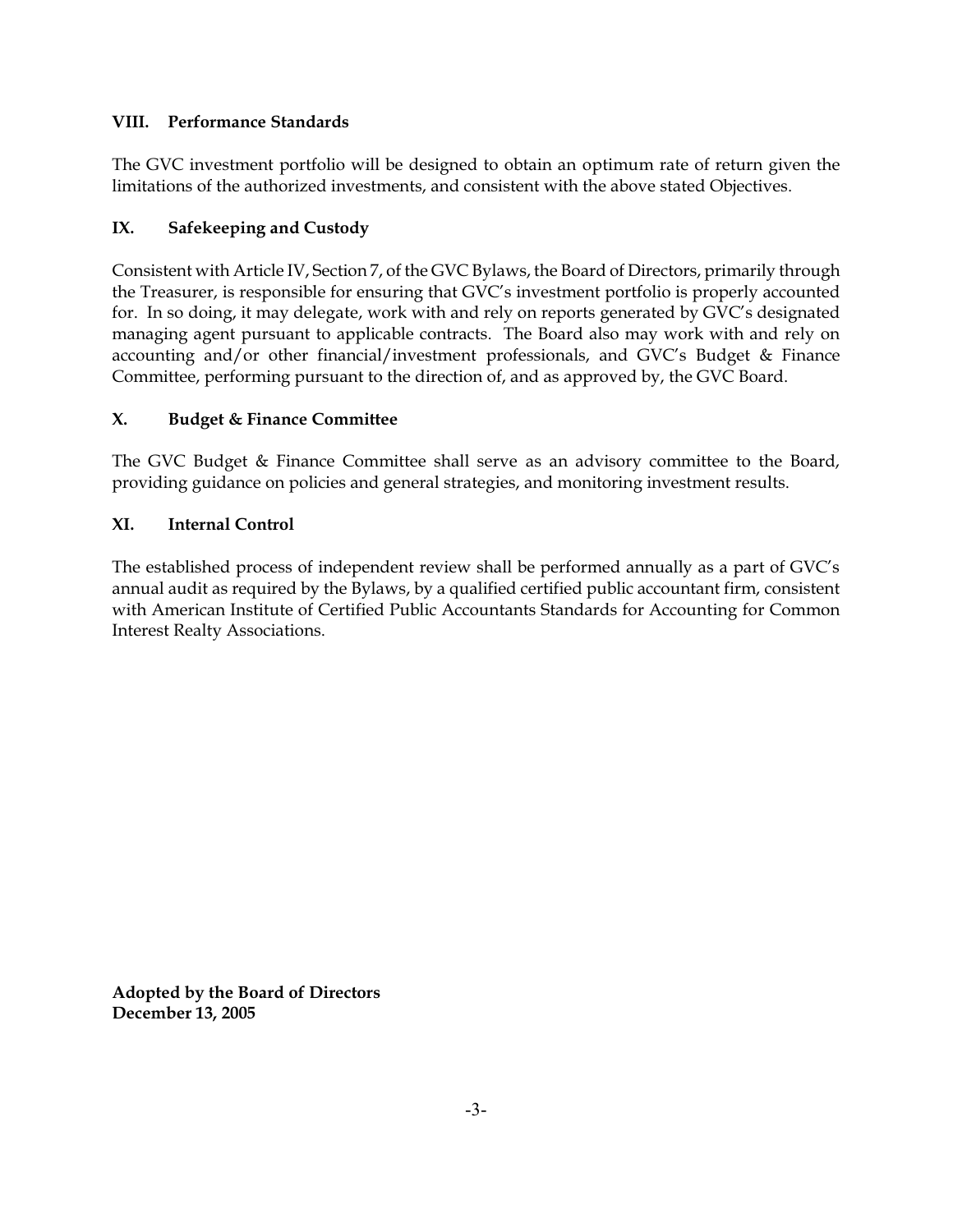## VIII. Performance Standards

The GVC investment portfolio will be designed to obtain an optimum rate of return given the limitations of the authorized investments, and consistent with the above stated Objectives.

## IX. Safekeeping and Custody

Consistent with Article IV, Section 7, of the GVC Bylaws, the Board of Directors, primarily through the Treasurer, is responsible for ensuring that GVC's investment portfolio is properly accounted for. In so doing, it may delegate, work with and rely on reports generated by GVC's designated managing agent pursuant to applicable contracts. The Board also may work with and rely on accounting and/or other financial/investment professionals, and GVC's Budget & Finance Committee, performing pursuant to the direction of, and as approved by, the GVC Board.

## X. Budget & Finance Committee

The GVC Budget & Finance Committee shall serve as an advisory committee to the Board, providing guidance on policies and general strategies, and monitoring investment results.

## XI. Internal Control

The established process of independent review shall be performed annually as a part of GVC's annual audit as required by the Bylaws, by a qualified certified public accountant firm, consistent with American Institute of Certified Public Accountants Standards for Accounting for Common Interest Realty Associations.

**Adopted by the Board of Directors**
**December 13, 2005**